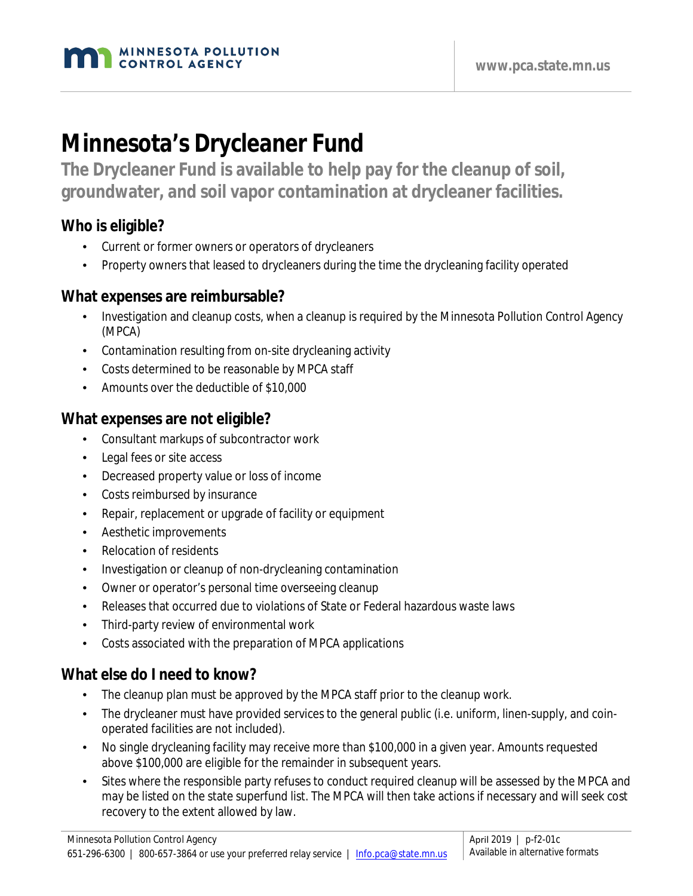# Minnesota's Drycleaner Fund

## The Drycleaner Fund is available to help pay for the cleanup of soil, groundwater, and soil vapor contamination at drycleaner facilities.

### Who is eligible?

- Current or former owners or operators of drycleaners
- Property owners that leased to drycleaners during the time the drycleaning facility operated

### What expenses are reimbursable?

- Investigation and cleanup costs, when a cleanup is required by the Minnesota Pollution Control Agency (MPCA)
- Contamination resulting from on-site drycleaning activity
- Costs determined to be reasonable by MPCA staff
- Amounts over the deductible of $10,000

### What expenses are not eligible?

- Consultant markups of subcontractor work
- Legal fees or site access
- Decreased property value or loss of income
- Costs reimbursed by insurance
- Repair, replacement or upgrade of facility or equipment
- Aesthetic improvements
- Relocation of residents
- Investigation or cleanup of non-drycleaning contamination
- Owner or operator's personal time overseeing cleanup
- Releases that occurred due to violations of State or Federal hazardous waste laws
- Third-party review of environmental work
- Costs associated with the preparation of MPCA applications

### What else do I need to know?

- The cleanup plan must be approved by the MPCA staff prior to the cleanup work.
- The drycleaner must have provided services to the general public (i.e. uniform, linen-supply, and coin-operated facilities are not included).
- No single drycleaning facility may receive more than $100,000 in a given year. Amounts requested above $100,000 are eligible for the remainder in subsequent years.
- Sites where the responsible party refuses to conduct required cleanup will be assessed by the MPCA and may be listed on the state superfund list. The MPCA will then take actions if necessary and will seek cost recovery to the extent allowed by law.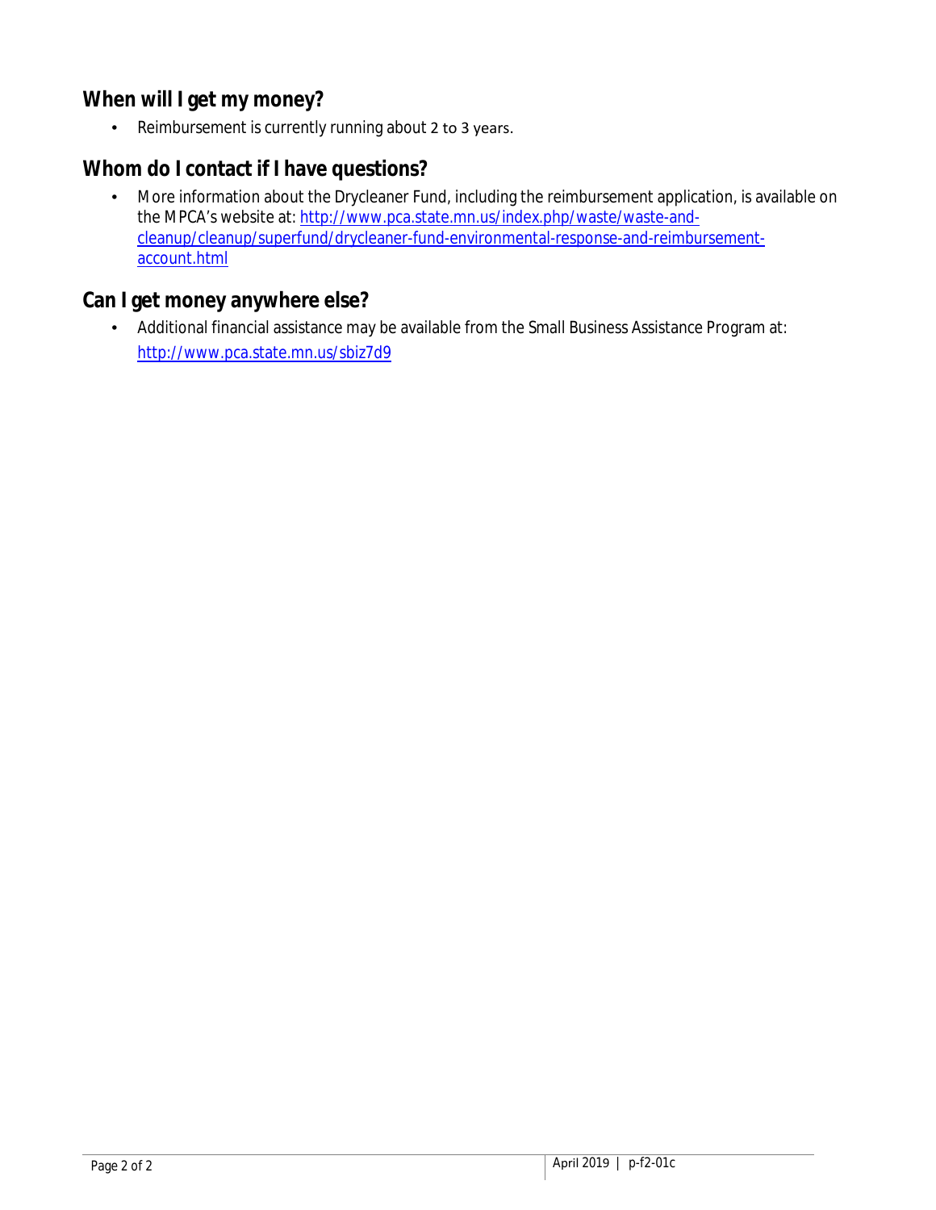## When will I get my money?

- Reimbursement is currently running about 2 to 3 years.

## Whom do I contact if I have questions?

- More information about the Drycleaner Fund, including the reimbursement application, is available on the MPCA's website at: [http://www.pca.state.mn.us/index.php/waste/waste-and-cleanup/cleanup/superfund/drycleaner-fund-environmental-response-and-reimbursement-account.html](http://www.pca.state.mn.us/index.php/waste/waste-and-cleanup/cleanup/superfund/drycleaner-fund-environmental-response-and-reimbursement-account.html)

## Can I get money anywhere else?

- Additional financial assistance may be available from the Small Business Assistance Program at: [http://www.pca.state.mn.us/sbiz7d9](http://www.pca.state.mn.us/sbiz7d9)